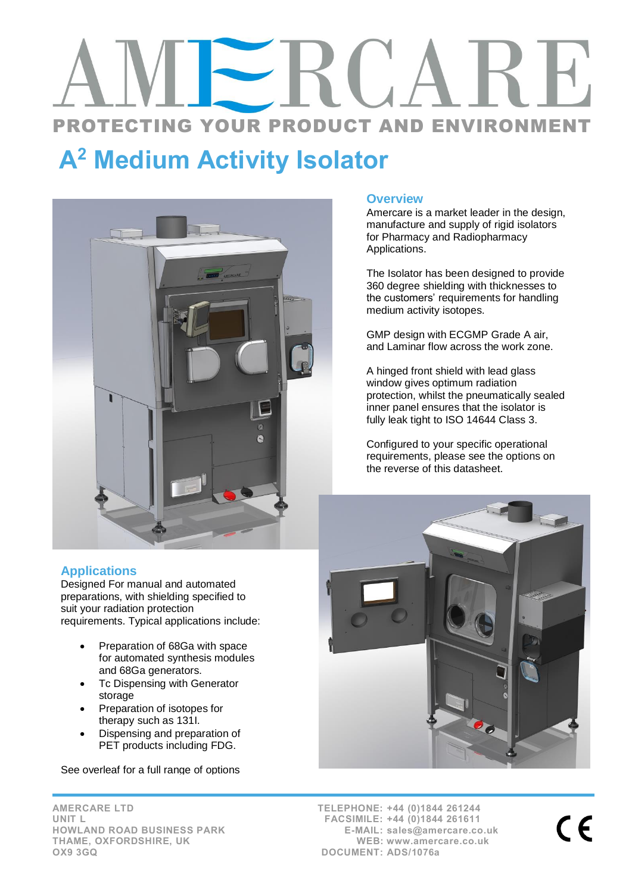# AMERCARE

**PROTECTING YOUR PRODUCT AND ENVIRONMENT**

# A² Medium Activity Isolator

## Overview

Amercare is a market leader in the design, manufacture and supply of rigid isolators for Pharmacy and Radiopharmacy Applications.

The Isolator has been designed to provide 360 degree shielding with thicknesses to the customers' requirements for handling medium activity isotopes.

GMP design with ECGMP Grade A air, and Laminar flow across the work zone.

A hinged front shield with lead glass window gives optimum radiation protection, whilst the pneumatically sealed inner panel ensures that the isolator is fully leak tight to ISO 14644 Class 3.

Configured to your specific operational requirements, please see the options on the reverse of this datasheet.

## Applications

Designed For manual and automated preparations, with shielding specified to suit your radiation protection requirements. Typical applications include:

- Preparation of 68Ga with space for automated synthesis modules and 68Ga generators.
- Tc Dispensing with Generator storage
- Preparation of isotopes for therapy such as 131I.
- Dispensing and preparation of PET products including FDG.

See overleaf for a full range of options

---

**AMERCARE LTD**
**UNIT L**
**HOWLAND ROAD BUSINESS PARK**
**THAME, OXFORDSHIRE, UK**
**OX9 3GQ**

**TELEPHONE: +44 (0)1844 261244**
**FACSIMILE: +44 (0)1844 261611**
**E-MAIL: sales@amercare.co.uk**
**WEB: www.amercare.co.uk**
**DOCUMENT: ADS/1076a**

CE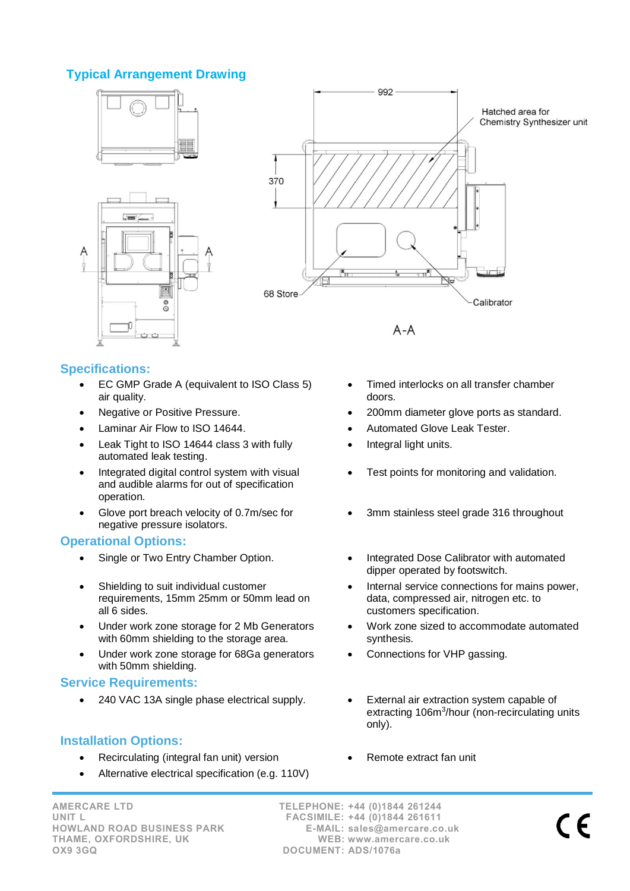## Typical Arrangement Drawing

992

Hatched area for Chemistry Synthesizer unit

370

68 Store

Calibrator

A-A

A A

## Specifications:

- EC GMP Grade A (equivalent to ISO Class 5) air quality.
- Negative or Positive Pressure.
- Laminar Air Flow to ISO 14644.
- Leak Tight to ISO 14644 class 3 with fully automated leak testing.
- Integrated digital control system with visual and audible alarms for out of specification operation.
- Glove port breach velocity of 0.7m/sec for negative pressure isolators.
- Timed interlocks on all transfer chamber doors.
- 200mm diameter glove ports as standard.
- Automated Glove Leak Tester.
- Integral light units.
- Test points for monitoring and validation.
- 3mm stainless steel grade 316 throughout

## Operational Options:

- Single or Two Entry Chamber Option.
- Shielding to suit individual customer requirements, 15mm 25mm or 50mm lead on all 6 sides.
- Under work zone storage for 2 Mb Generators with 60mm shielding to the storage area.
- Under work zone storage for 68Ga generators with 50mm shielding.
- Integrated Dose Calibrator with automated dipper operated by footswitch.
- Internal service connections for mains power, data, compressed air, nitrogen etc. to customers specification.
- Work zone sized to accommodate automated synthesis.
- Connections for VHP gassing.

## Service Requirements:

- 240 VAC 13A single phase electrical supply.
- External air extraction system capable of extracting 106m$^3$/hour (non-recirculating units only).

## Installation Options:

- Recirculating (integral fan unit) version
- Alternative electrical specification (e.g. 110V)
- Remote extract fan unit

AMERCARE LTD
UNIT L
HOWLAND ROAD BUSINESS PARK
THAME, OXFORDSHIRE, UK
OX9 3GQ

TELEPHONE: +44 (0)1844 261244
FACSIMILE: +44 (0)1844 261611
E-MAIL: sales@amercare.co.uk
WEB: www.amercare.co.uk
DOCUMENT: ADS/1076a

CE